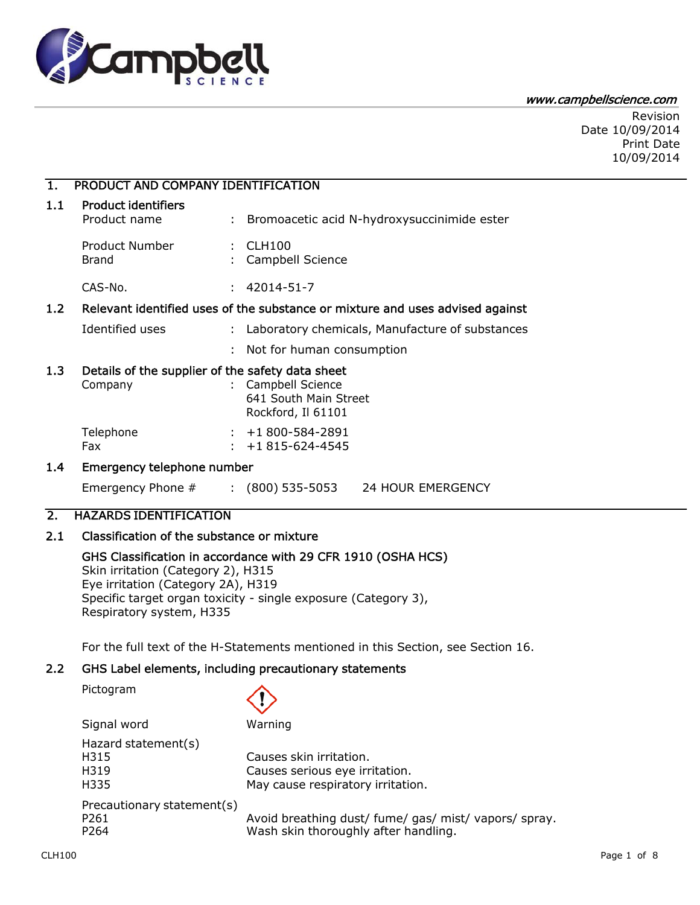www.campbellscience.com

Revision
Date 10/09/2014
Print Date
10/09/2014

## 1. PRODUCT AND COMPANY IDENTIFICATION

### 1.1 Product identifiers

| | | |
|---|---|---|
| Product name | : | Bromoacetic acid N-hydroxysuccinimide ester |
| Product Number | : | CLH100 |
| Brand | : | Campbell Science |
| CAS-No. | : | 42014-51-7 |

### 1.2 Relevant identified uses of the substance or mixture and uses advised against

| | | |
|---|---|---|
| Identified uses | : | Laboratory chemicals, Manufacture of substances |
| | : | Not for human consumption |

### 1.3 Details of the supplier of the safety data sheet

| | | |
|---|---|---|
| Company | : | Campbell Science<br>641 South Main Street<br>Rockford, Il 61101 |
| Telephone | : | +1 800-584-2891 |
| Fax | : | +1 815-624-4545 |

### 1.4 Emergency telephone number

| | | |
|---|---|---|
| Emergency Phone # | : | (800) 535-5053 24 HOUR EMERGENCY |

## 2. HAZARDS IDENTIFICATION

### 2.1 Classification of the substance or mixture

**GHS Classification in accordance with 29 CFR 1910 (OSHA HCS)**
Skin irritation (Category 2), H315
Eye irritation (Category 2A), H319
Specific target organ toxicity - single exposure (Category 3), Respiratory system, H335

For the full text of the H-Statements mentioned in this Section, see Section 16.

### 2.2 GHS Label elements, including precautionary statements

Pictogram

Signal word: Warning

Hazard statement(s)

| | |
|---|---|
| H315 | Causes skin irritation. |
| H319 | Causes serious eye irritation. |
| H335 | May cause respiratory irritation. |

Precautionary statement(s)

| | |
|---|---|
| P261 | Avoid breathing dust/ fume/ gas/ mist/ vapors/ spray. |
| P264 | Wash skin thoroughly after handling. |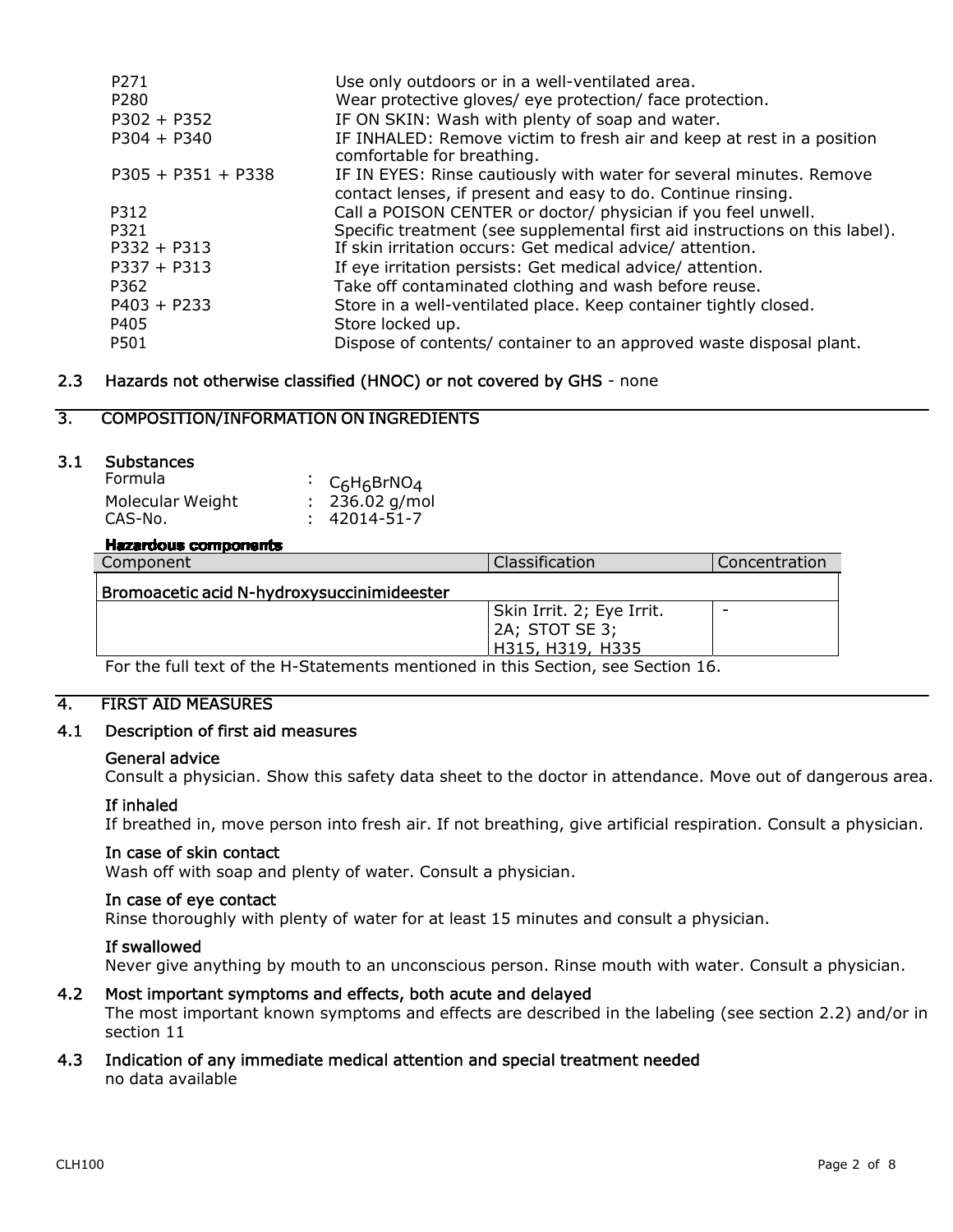| | |
|---|---|
| P271 | Use only outdoors or in a well-ventilated area. |
| P280 | Wear protective gloves/ eye protection/ face protection. |
| P302 + P352 | IF ON SKIN: Wash with plenty of soap and water. |
| P304 + P340 | IF INHALED: Remove victim to fresh air and keep at rest in a position comfortable for breathing. |
| P305 + P351 + P338 | IF IN EYES: Rinse cautiously with water for several minutes. Remove contact lenses, if present and easy to do. Continue rinsing. |
| P312 | Call a POISON CENTER or doctor/ physician if you feel unwell. |
| P321 | Specific treatment (see supplemental first aid instructions on this label). |
| P332 + P313 | If skin irritation occurs: Get medical advice/ attention. |
| P337 + P313 | If eye irritation persists: Get medical advice/ attention. |
| P362 | Take off contaminated clothing and wash before reuse. |
| P403 + P233 | Store in a well-ventilated place. Keep container tightly closed. |
| P405 | Store locked up. |
| P501 | Dispose of contents/ container to an approved waste disposal plant. |

### 2.3 Hazards not otherwise classified (HNOC) or not covered by GHS - none

## 3. COMPOSITION/INFORMATION ON INGREDIENTS

### 3.1 Substances

Formula : $C_6H_6BrNO_4$
Molecular Weight : 236.02 g/mol
CAS-No. : 42014-51-7

**Hazardous components**

| Component | Classification | Concentration |
|---|---|---|
| Bromoacetic acid N-hydroxysuccinimideester | | |
| | Skin Irrit. 2; Eye Irrit. 2A; STOT SE 3; H315, H319, H335 | - |

For the full text of the H-Statements mentioned in this Section, see Section 16.

## 4. FIRST AID MEASURES

### 4.1 Description of first aid measures

**General advice**
Consult a physician. Show this safety data sheet to the doctor in attendance. Move out of dangerous area.

**If inhaled**
If breathed in, move person into fresh air. If not breathing, give artificial respiration. Consult a physician.

**In case of skin contact**
Wash off with soap and plenty of water. Consult a physician.

**In case of eye contact**
Rinse thoroughly with plenty of water for at least 15 minutes and consult a physician.

**If swallowed**
Never give anything by mouth to an unconscious person. Rinse mouth with water. Consult a physician.

### 4.2 Most important symptoms and effects, both acute and delayed

The most important known symptoms and effects are described in the labeling (see section 2.2) and/or in section 11

### 4.3 Indication of any immediate medical attention and special treatment needed

no data available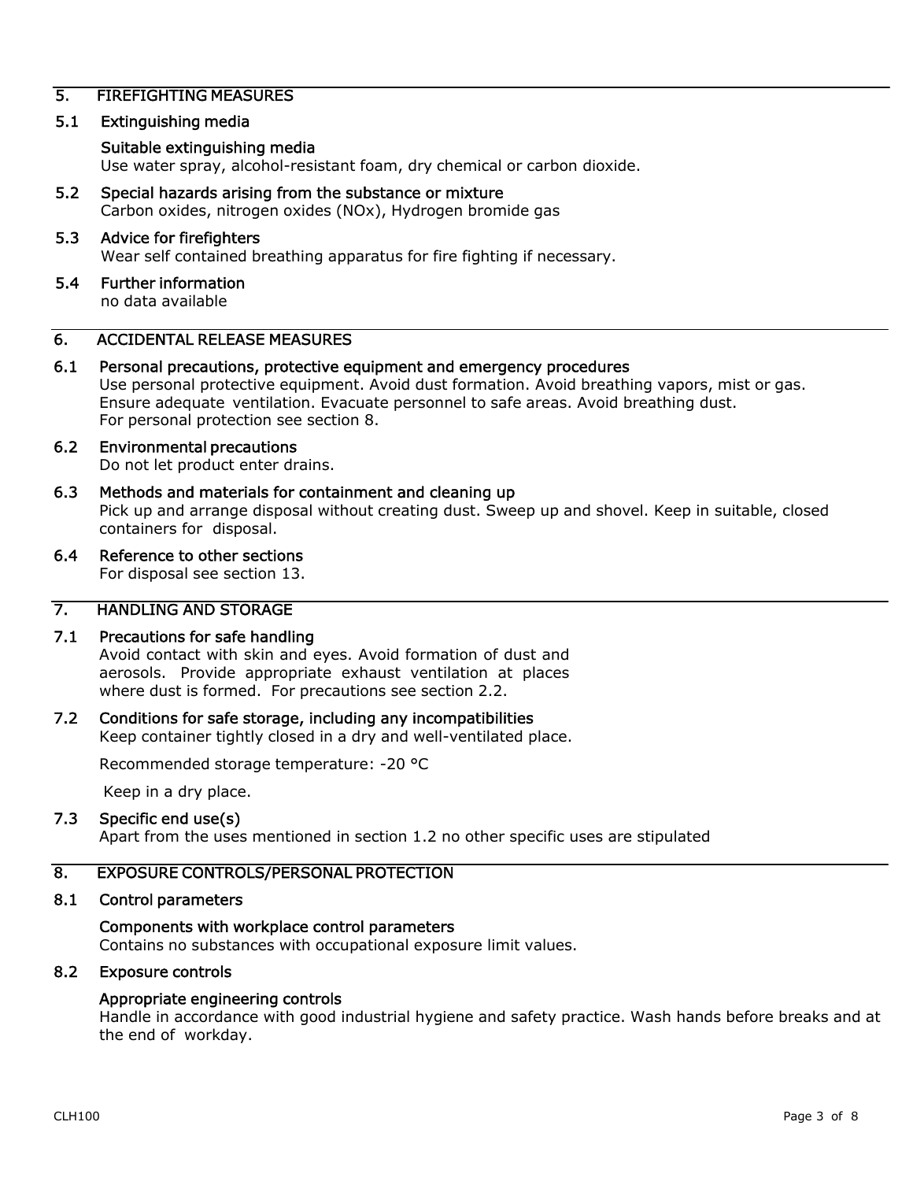## 5. FIREFIGHTING MEASURES

### 5.1 Extinguishing media

**Suitable extinguishing media**

Use water spray, alcohol-resistant foam, dry chemical or carbon dioxide.

### 5.2 Special hazards arising from the substance or mixture

Carbon oxides, nitrogen oxides (NOx), Hydrogen bromide gas

### 5.3 Advice for firefighters

Wear self contained breathing apparatus for fire fighting if necessary.

### 5.4 Further information

no data available

## 6. ACCIDENTAL RELEASE MEASURES

### 6.1 Personal precautions, protective equipment and emergency procedures

Use personal protective equipment. Avoid dust formation. Avoid breathing vapors, mist or gas. Ensure adequate ventilation. Evacuate personnel to safe areas. Avoid breathing dust. For personal protection see section 8.

### 6.2 Environmental precautions

Do not let product enter drains.

### 6.3 Methods and materials for containment and cleaning up

Pick up and arrange disposal without creating dust. Sweep up and shovel. Keep in suitable, closed containers for disposal.

### 6.4 Reference to other sections

For disposal see section 13.

## 7. HANDLING AND STORAGE

### 7.1 Precautions for safe handling

Avoid contact with skin and eyes. Avoid formation of dust and aerosols. Provide appropriate exhaust ventilation at places where dust is formed. For precautions see section 2.2.

### 7.2 Conditions for safe storage, including any incompatibilities

Keep container tightly closed in a dry and well-ventilated place.

Recommended storage temperature: -20 °C

Keep in a dry place.

### 7.3 Specific end use(s)

Apart from the uses mentioned in section 1.2 no other specific uses are stipulated

## 8. EXPOSURE CONTROLS/PERSONAL PROTECTION

### 8.1 Control parameters

**Components with workplace control parameters**

Contains no substances with occupational exposure limit values.

### 8.2 Exposure controls

**Appropriate engineering controls**

Handle in accordance with good industrial hygiene and safety practice. Wash hands before breaks and at the end of workday.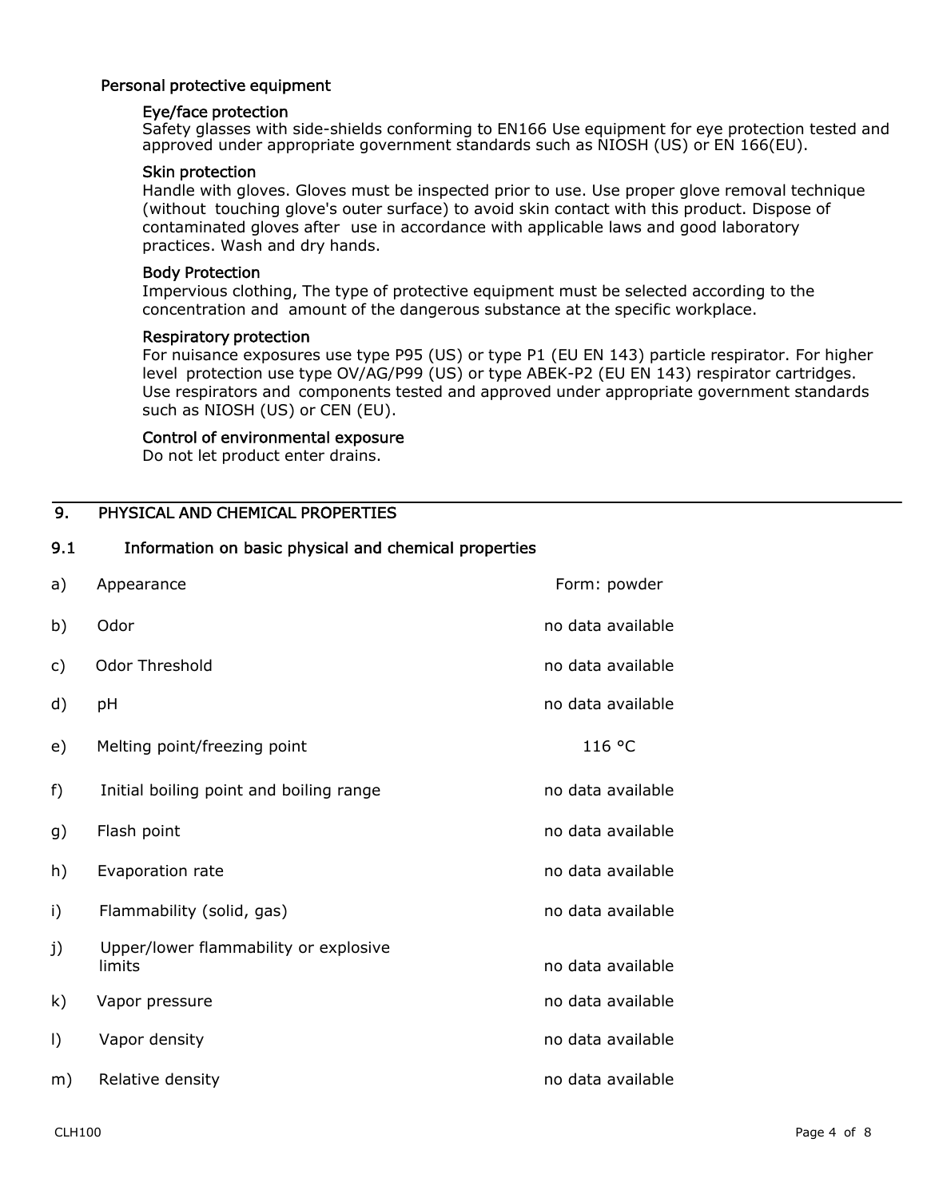### Personal protective equipment

#### Eye/face protection

Safety glasses with side-shields conforming to EN166 Use equipment for eye protection tested and approved under appropriate government standards such as NIOSH (US) or EN 166(EU).

#### Skin protection

Handle with gloves. Gloves must be inspected prior to use. Use proper glove removal technique (without touching glove's outer surface) to avoid skin contact with this product. Dispose of contaminated gloves after use in accordance with applicable laws and good laboratory practices. Wash and dry hands.

#### Body Protection

Impervious clothing, The type of protective equipment must be selected according to the concentration and amount of the dangerous substance at the specific workplace.

#### Respiratory protection

For nuisance exposures use type P95 (US) or type P1 (EU EN 143) particle respirator. For higher level protection use type OV/AG/P99 (US) or type ABEK-P2 (EU EN 143) respirator cartridges. Use respirators and components tested and approved under appropriate government standards such as NIOSH (US) or CEN (EU).

#### Control of environmental exposure

Do not let product enter drains.

## 9. PHYSICAL AND CHEMICAL PROPERTIES

### 9.1 Information on basic physical and chemical properties

| | Property | Value |
|---|---|---|
| a) | Appearance | Form: powder |
| b) | Odor | no data available |
| c) | Odor Threshold | no data available |
| d) | pH | no data available |
| e) | Melting point/freezing point | 116 °C |
| f) | Initial boiling point and boiling range | no data available |
| g) | Flash point | no data available |
| h) | Evaporation rate | no data available |
| i) | Flammability (solid, gas) | no data available |
| j) | Upper/lower flammability or explosive limits | no data available |
| k) | Vapor pressure | no data available |
| l) | Vapor density | no data available |
| m) | Relative density | no data available |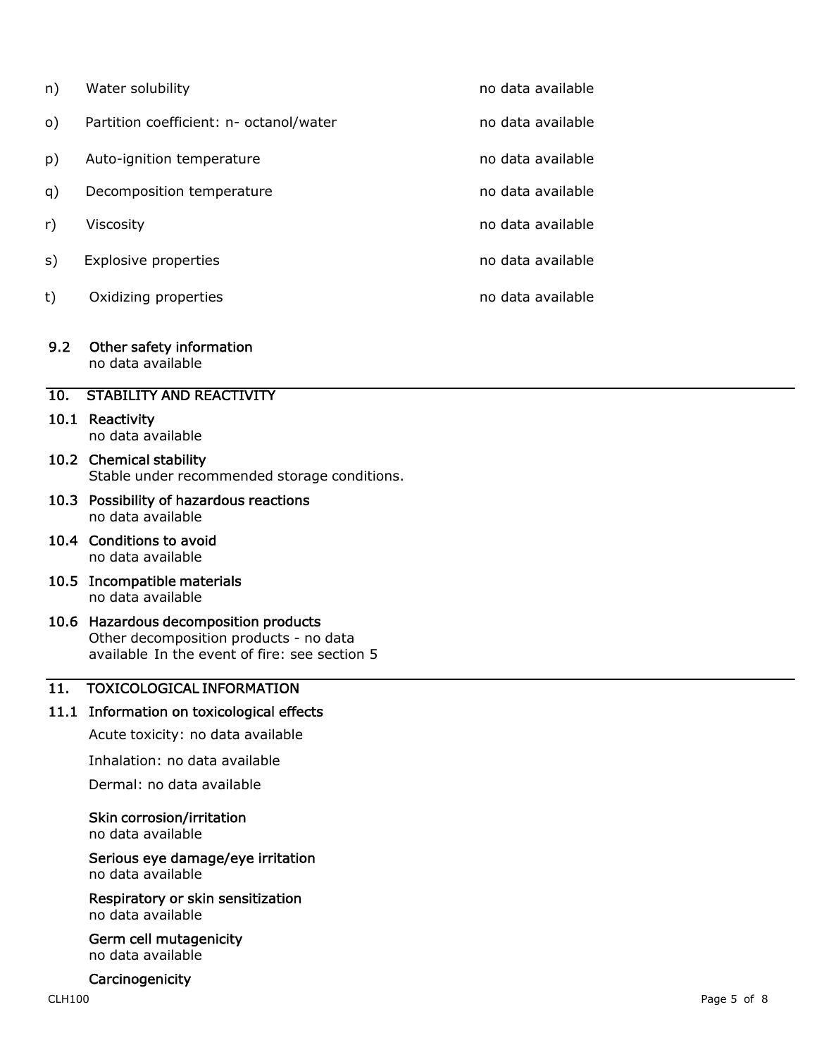| | | |
|---|---|---|
| n) | Water solubility | no data available |
| o) | Partition coefficient: n- octanol/water | no data available |
| p) | Auto-ignition temperature | no data available |
| q) | Decomposition temperature | no data available |
| r) | Viscosity | no data available |
| s) | Explosive properties | no data available |
| t) | Oxidizing properties | no data available |

### 9.2 Other safety information

no data available

## 10. STABILITY AND REACTIVITY

### 10.1 Reactivity

no data available

### 10.2 Chemical stability

Stable under recommended storage conditions.

### 10.3 Possibility of hazardous reactions

no data available

### 10.4 Conditions to avoid

no data available

### 10.5 Incompatible materials

no data available

### 10.6 Hazardous decomposition products

Other decomposition products - no data available In the event of fire: see section 5

## 11. TOXICOLOGICAL INFORMATION

### 11.1 Information on toxicological effects

Acute toxicity: no data available

Inhalation: no data available

Dermal: no data available

**Skin corrosion/irritation**

no data available

**Serious eye damage/eye irritation**

no data available

**Respiratory or skin sensitization**

no data available

**Germ cell mutagenicity**

no data available

**Carcinogenicity**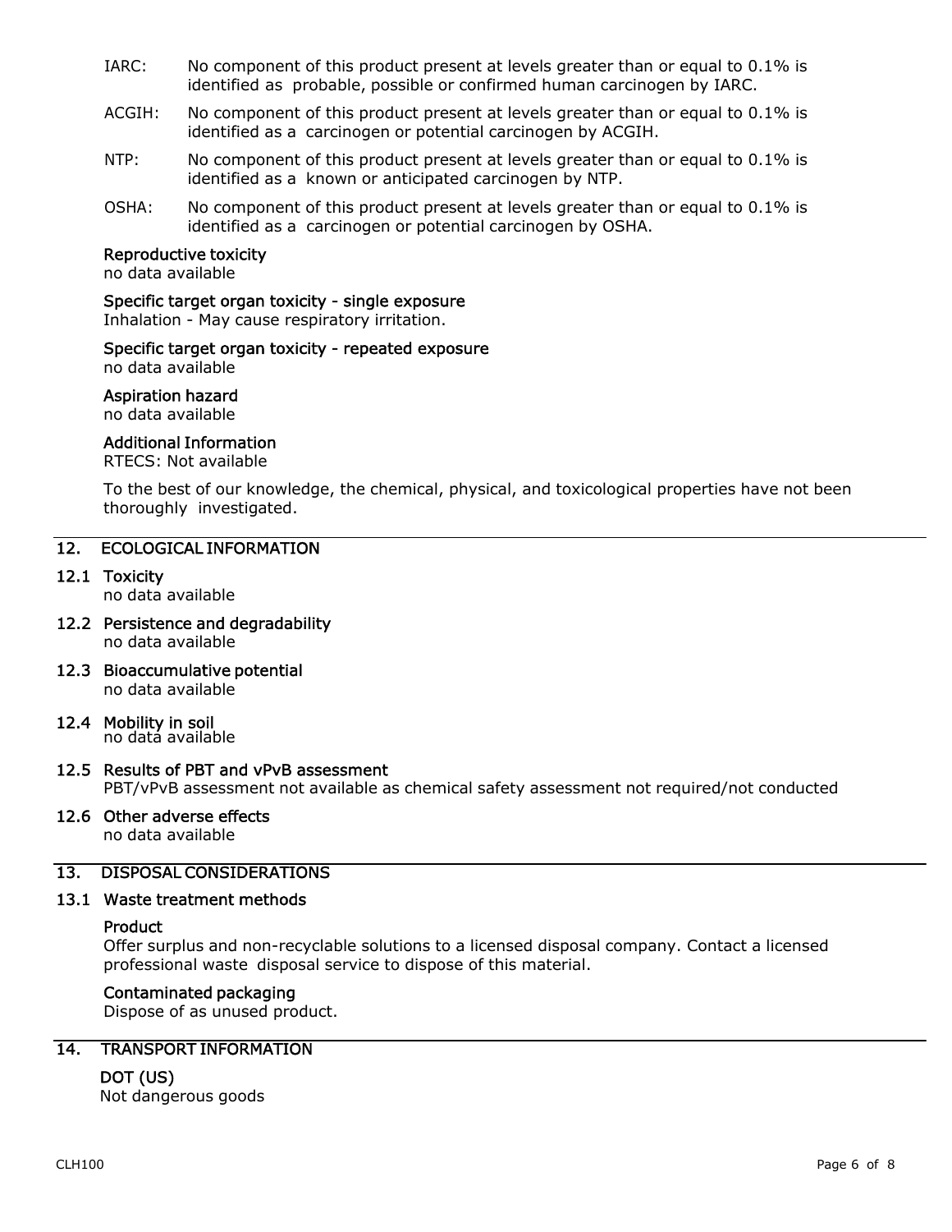IARC: No component of this product present at levels greater than or equal to 0.1% is identified as probable, possible or confirmed human carcinogen by IARC.

ACGIH: No component of this product present at levels greater than or equal to 0.1% is identified as a carcinogen or potential carcinogen by ACGIH.

NTP: No component of this product present at levels greater than or equal to 0.1% is identified as a known or anticipated carcinogen by NTP.

OSHA: No component of this product present at levels greater than or equal to 0.1% is identified as a carcinogen or potential carcinogen by OSHA.

**Reproductive toxicity**
no data available

**Specific target organ toxicity - single exposure**
Inhalation - May cause respiratory irritation.

**Specific target organ toxicity - repeated exposure**
no data available

**Aspiration hazard**
no data available

**Additional Information**
RTECS: Not available

To the best of our knowledge, the chemical, physical, and toxicological properties have not been thoroughly investigated.

## 12. ECOLOGICAL INFORMATION

### 12.1 Toxicity
no data available

### 12.2 Persistence and degradability
no data available

### 12.3 Bioaccumulative potential
no data available

### 12.4 Mobility in soil
no data available

### 12.5 Results of PBT and vPvB assessment
PBT/vPvB assessment not available as chemical safety assessment not required/not conducted

### 12.6 Other adverse effects
no data available

## 13. DISPOSAL CONSIDERATIONS

### 13.1 Waste treatment methods

**Product**
Offer surplus and non-recyclable solutions to a licensed disposal company. Contact a licensed professional waste disposal service to dispose of this material.

**Contaminated packaging**
Dispose of as unused product.

## 14. TRANSPORT INFORMATION

**DOT (US)**
Not dangerous goods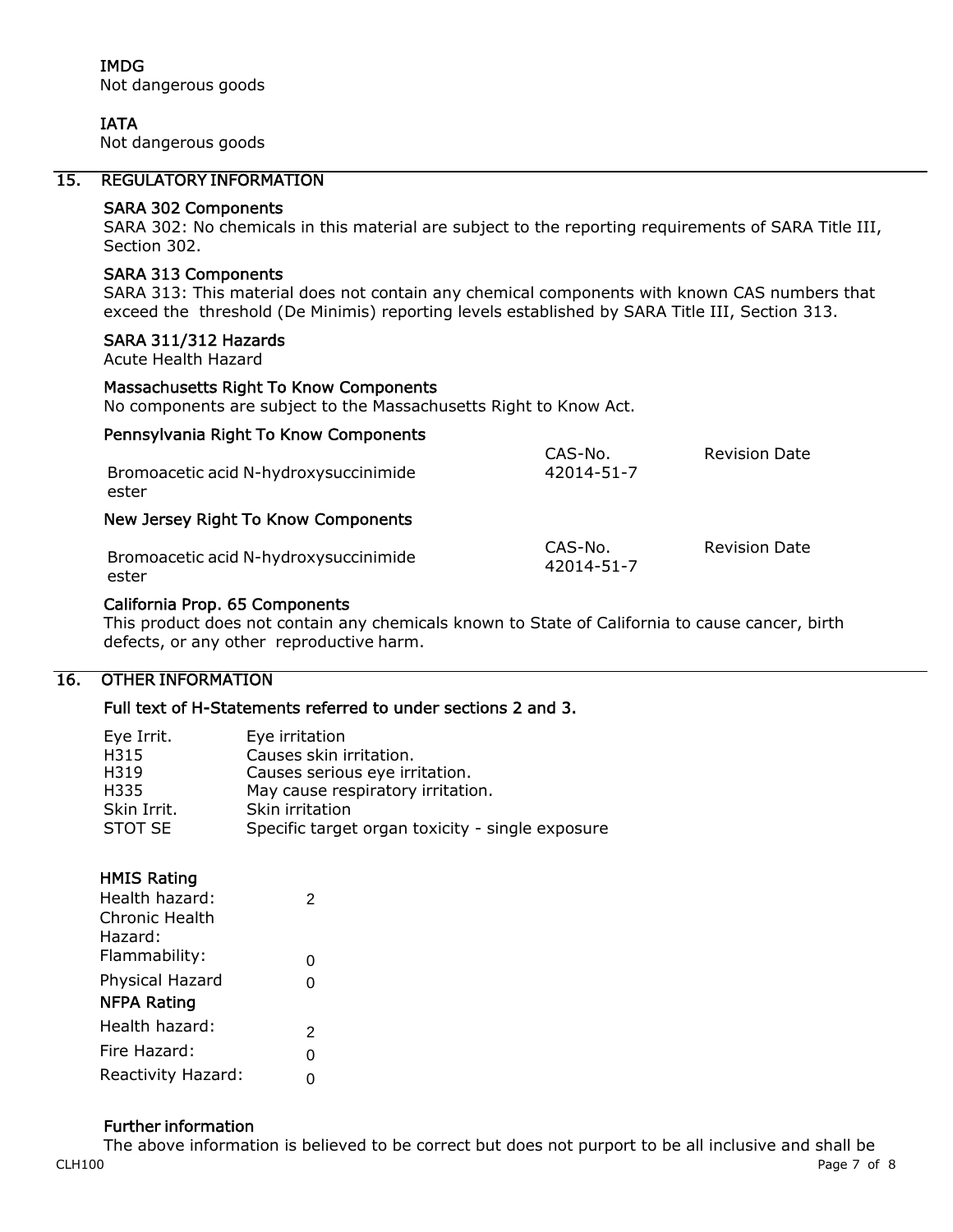#### IMDG

Not dangerous goods

#### IATA

Not dangerous goods

## 15. REGULATORY INFORMATION

### SARA 302 Components

SARA 302: No chemicals in this material are subject to the reporting requirements of SARA Title III, Section 302.

### SARA 313 Components

SARA 313: This material does not contain any chemical components with known CAS numbers that exceed the threshold (De Minimis) reporting levels established by SARA Title III, Section 313.

### SARA 311/312 Hazards

Acute Health Hazard

### Massachusetts Right To Know Components

No components are subject to the Massachusetts Right to Know Act.

### Pennsylvania Right To Know Components

| | CAS-No. | Revision Date |
|---|---|---|
| Bromoacetic acid N-hydroxysuccinimide ester | 42014-51-7 | |

### New Jersey Right To Know Components

| | CAS-No. | Revision Date |
|---|---|---|
| Bromoacetic acid N-hydroxysuccinimide ester | 42014-51-7 | |

### California Prop. 65 Components

This product does not contain any chemicals known to State of California to cause cancer, birth defects, or any other reproductive harm.

## 16. OTHER INFORMATION

### Full text of H-Statements referred to under sections 2 and 3.

| | |
|---|---|
| Eye Irrit. | Eye irritation |
| H315 | Causes skin irritation. |
| H319 | Causes serious eye irritation. |
| H335 | May cause respiratory irritation. |
| Skin Irrit. | Skin irritation |
| STOT SE | Specific target organ toxicity - single exposure |

### HMIS Rating

| | |
|---|---|
| Health hazard: | 2 |
| Chronic Health Hazard: | |
| Flammability: | 0 |
| Physical Hazard | 0 |

### NFPA Rating

| | |
|---|---|
| Health hazard: | 2 |
| Fire Hazard: | 0 |
| Reactivity Hazard: | 0 |

### Further information

The above information is believed to be correct but does not purport to be all inclusive and shall be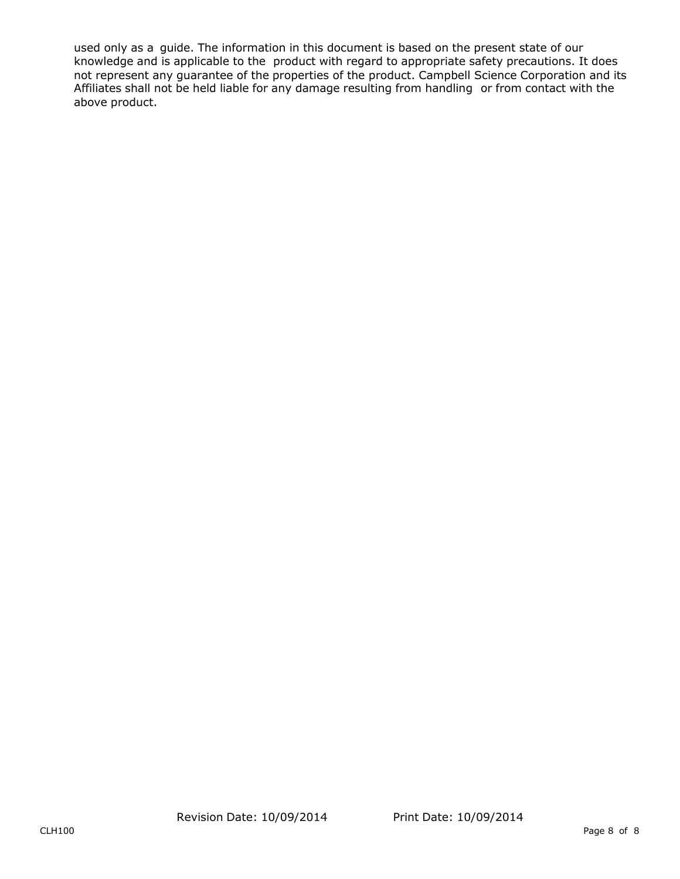used only as a guide. The information in this document is based on the present state of our knowledge and is applicable to the product with regard to appropriate safety precautions. It does not represent any guarantee of the properties of the product. Campbell Science Corporation and its Affiliates shall not be held liable for any damage resulting from handling or from contact with the above product.